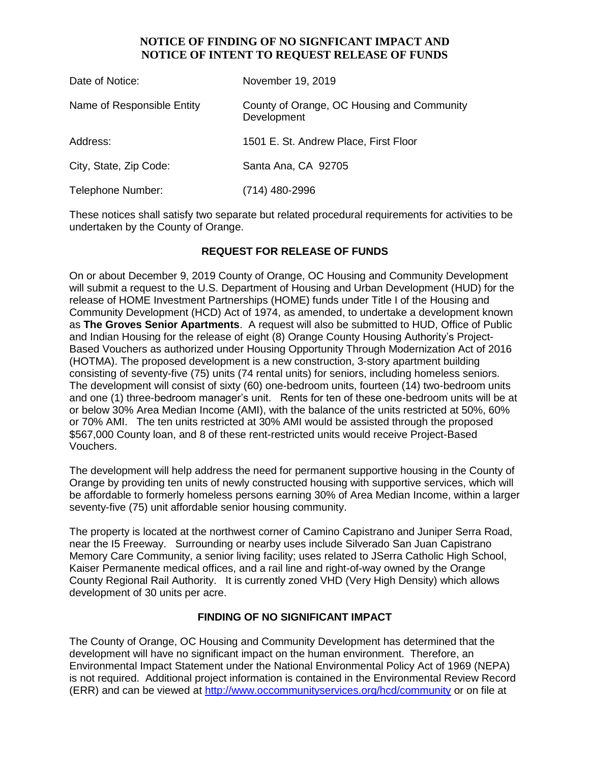# NOTICE OF FINDING OF NO SIGNFICANT IMPACT AND NOTICE OF INTENT TO REQUEST RELEASE OF FUNDS

| | |
|---|---|
| Date of Notice: | November 19, 2019 |
| Name of Responsible Entity | County of Orange, OC Housing and Community Development |
| Address: | 1501 E. St. Andrew Place, First Floor |
| City, State, Zip Code: | Santa Ana, CA 92705 |
| Telephone Number: | (714) 480-2996 |

These notices shall satisfy two separate but related procedural requirements for activities to be undertaken by the County of Orange.

## REQUEST FOR RELEASE OF FUNDS

On or about December 9, 2019 County of Orange, OC Housing and Community Development will submit a request to the U.S. Department of Housing and Urban Development (HUD) for the release of HOME Investment Partnerships (HOME) funds under Title I of the Housing and Community Development (HCD) Act of 1974, as amended, to undertake a development known as **The Groves Senior Apartments**. A request will also be submitted to HUD, Office of Public and Indian Housing for the release of eight (8) Orange County Housing Authority's Project-Based Vouchers as authorized under Housing Opportunity Through Modernization Act of 2016 (HOTMA). The proposed development is a new construction, 3-story apartment building consisting of seventy-five (75) units (74 rental units) for seniors, including homeless seniors. The development will consist of sixty (60) one-bedroom units, fourteen (14) two-bedroom units and one (1) three-bedroom manager's unit. Rents for ten of these one-bedroom units will be at or below 30% Area Median Income (AMI), with the balance of the units restricted at 50%, 60% or 70% AMI. The ten units restricted at 30% AMI would be assisted through the proposed $567,000 County loan, and 8 of these rent-restricted units would receive Project-Based Vouchers.

The development will help address the need for permanent supportive housing in the County of Orange by providing ten units of newly constructed housing with supportive services, which will be affordable to formerly homeless persons earning 30% of Area Median Income, within a larger seventy-five (75) unit affordable senior housing community.

The property is located at the northwest corner of Camino Capistrano and Juniper Serra Road, near the I5 Freeway. Surrounding or nearby uses include Silverado San Juan Capistrano Memory Care Community, a senior living facility; uses related to JSerra Catholic High School, Kaiser Permanente medical offices, and a rail line and right-of-way owned by the Orange County Regional Rail Authority. It is currently zoned VHD (Very High Density) which allows development of 30 units per acre.

## FINDING OF NO SIGNIFICANT IMPACT

The County of Orange, OC Housing and Community Development has determined that the development will have no significant impact on the human environment. Therefore, an Environmental Impact Statement under the National Environmental Policy Act of 1969 (NEPA) is not required. Additional project information is contained in the Environmental Review Record (ERR) and can be viewed at http://www.occommunityservices.org/hcd/community or on file at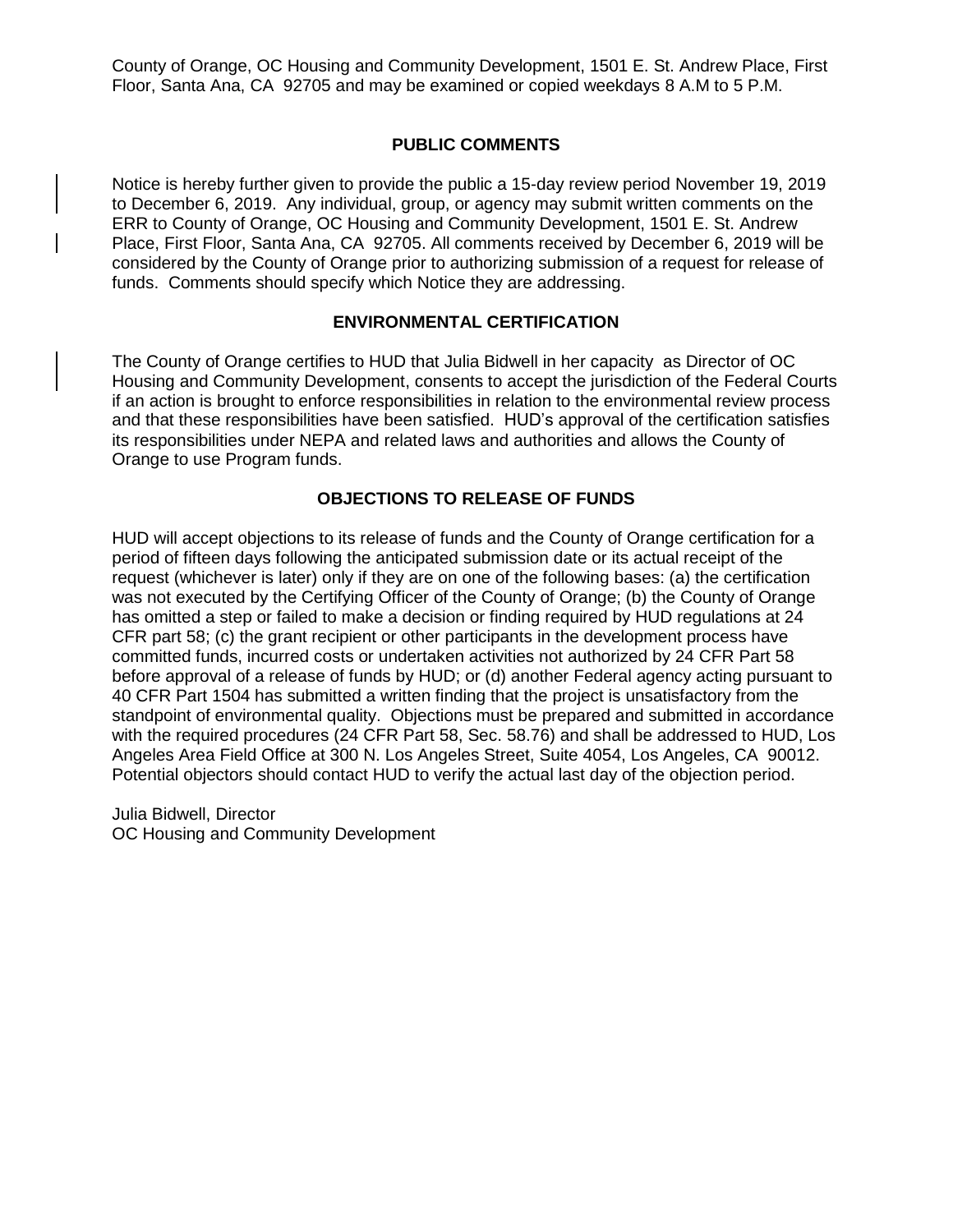County of Orange, OC Housing and Community Development, 1501 E. St. Andrew Place, First Floor, Santa Ana, CA 92705 and may be examined or copied weekdays 8 A.M to 5 P.M.

## PUBLIC COMMENTS

Notice is hereby further given to provide the public a 15-day review period November 19, 2019 to December 6, 2019. Any individual, group, or agency may submit written comments on the ERR to County of Orange, OC Housing and Community Development, 1501 E. St. Andrew Place, First Floor, Santa Ana, CA 92705. All comments received by December 6, 2019 will be considered by the County of Orange prior to authorizing submission of a request for release of funds. Comments should specify which Notice they are addressing.

## ENVIRONMENTAL CERTIFICATION

The County of Orange certifies to HUD that Julia Bidwell in her capacity as Director of OC Housing and Community Development, consents to accept the jurisdiction of the Federal Courts if an action is brought to enforce responsibilities in relation to the environmental review process and that these responsibilities have been satisfied. HUD's approval of the certification satisfies its responsibilities under NEPA and related laws and authorities and allows the County of Orange to use Program funds.

## OBJECTIONS TO RELEASE OF FUNDS

HUD will accept objections to its release of funds and the County of Orange certification for a period of fifteen days following the anticipated submission date or its actual receipt of the request (whichever is later) only if they are on one of the following bases: (a) the certification was not executed by the Certifying Officer of the County of Orange; (b) the County of Orange has omitted a step or failed to make a decision or finding required by HUD regulations at 24 CFR part 58; (c) the grant recipient or other participants in the development process have committed funds, incurred costs or undertaken activities not authorized by 24 CFR Part 58 before approval of a release of funds by HUD; or (d) another Federal agency acting pursuant to 40 CFR Part 1504 has submitted a written finding that the project is unsatisfactory from the standpoint of environmental quality. Objections must be prepared and submitted in accordance with the required procedures (24 CFR Part 58, Sec. 58.76) and shall be addressed to HUD, Los Angeles Area Field Office at 300 N. Los Angeles Street, Suite 4054, Los Angeles, CA 90012. Potential objectors should contact HUD to verify the actual last day of the objection period.

Julia Bidwell, Director
OC Housing and Community Development